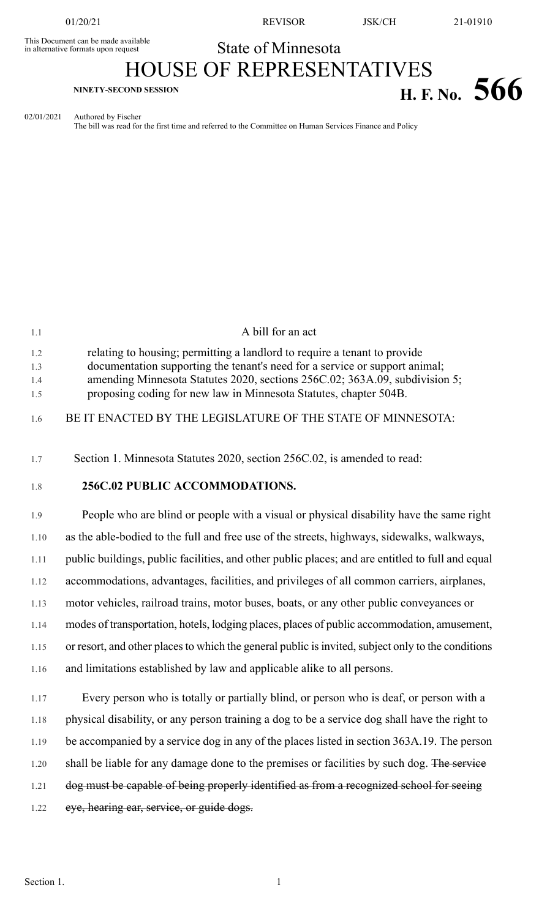This Document can be made available in alternative formats upon request

State of Minnesota

# HOUSE OF REPRESENTATIVES

**NINETY-SECOND SESSION**

# H. F. No. 566

02/01/2021 Authored by Fischer
The bill was read for the first time and referred to the Committee on Human Services Finance and Policy

A bill for an act

relating to housing; permitting a landlord to require a tenant to provide documentation supporting the tenant's need for a service or support animal; amending Minnesota Statutes 2020, sections 256C.02; 363A.09, subdivision 5; proposing coding for new law in Minnesota Statutes, chapter 504B.

BE IT ENACTED BY THE LEGISLATURE OF THE STATE OF MINNESOTA:

Section 1. Minnesota Statutes 2020, section 256C.02, is amended to read:

**256C.02 PUBLIC ACCOMMODATIONS.**

People who are blind or people with a visual or physical disability have the same right as the able-bodied to the full and free use of the streets, highways, sidewalks, walkways, public buildings, public facilities, and other public places; and are entitled to full and equal accommodations, advantages, facilities, and privileges of all common carriers, airplanes, motor vehicles, railroad trains, motor buses, boats, or any other public conveyances or modes of transportation, hotels, lodging places, places of public accommodation, amusement, or resort, and other places to which the general public is invited, subject only to the conditions and limitations established by law and applicable alike to all persons.

Every person who is totally or partially blind, or person who is deaf, or person with a physical disability, or any person training a dog to be a service dog shall have the right to be accompanied by a service dog in any of the places listed in section 363A.19. The person shall be liable for any damage done to the premises or facilities by such dog. ~~The service dog must be capable of being properly identified as from a recognized school for seeing eye, hearing ear, service, or guide dogs.~~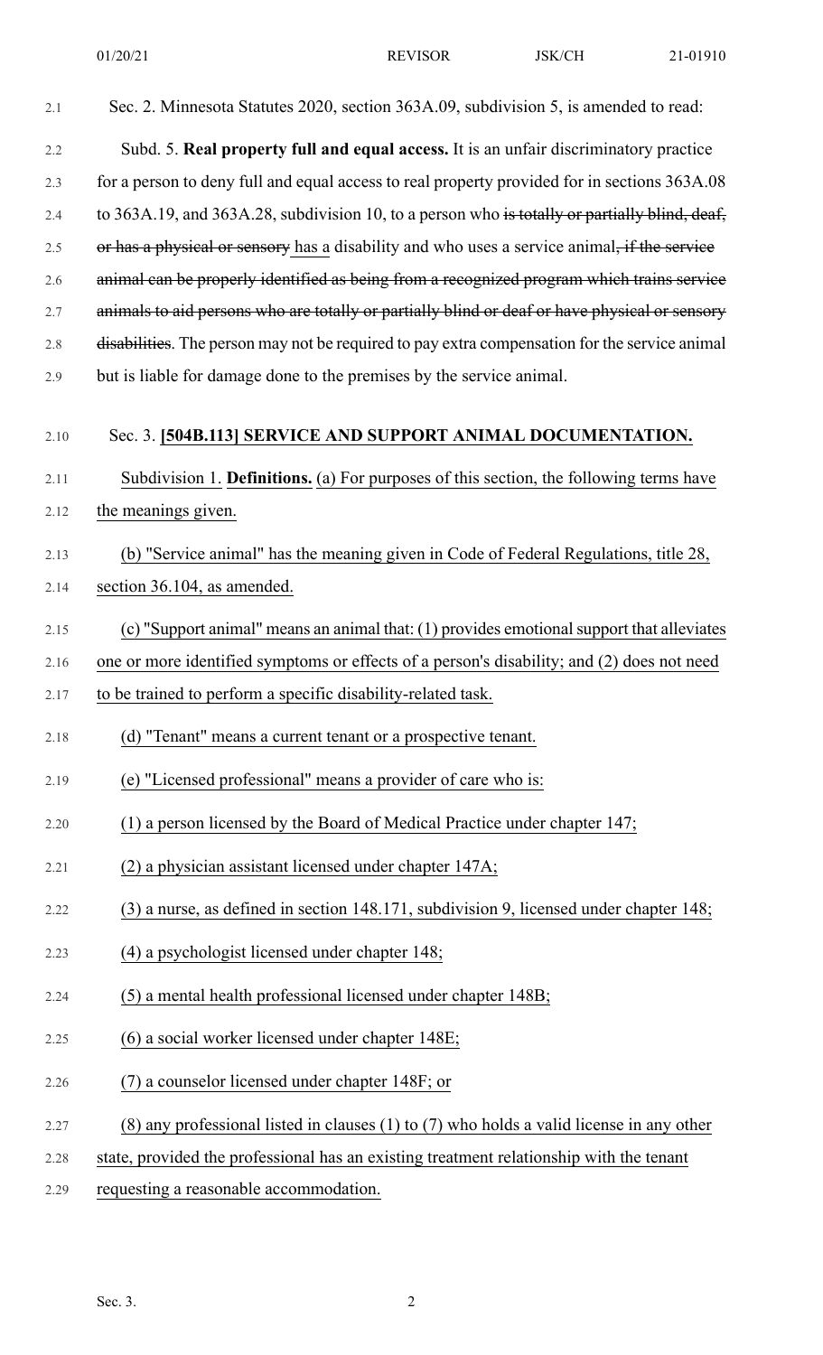Sec. 2. Minnesota Statutes 2020, section 363A.09, subdivision 5, is amended to read:

Subd. 5. **Real property full and equal access.** It is an unfair discriminatory practice for a person to deny full and equal access to real property provided for in sections 363A.08 to 363A.19, and 363A.28, subdivision 10, to a person who ~~is totally or partially blind, deaf, or has a physical or sensory~~ has a disability and who uses a service animal~~, if the service animal can be properly identified as being from a recognized program which trains service animals to aid persons who are totally or partially blind or deaf or have physical or sensory disabilities~~. The person may not be required to pay extra compensation for the service animal but is liable for damage done to the premises by the service animal.

Sec. 3. **[504B.113] SERVICE AND SUPPORT ANIMAL DOCUMENTATION.**

Subdivision 1. **Definitions.** (a) For purposes of this section, the following terms have the meanings given.

(b) "Service animal" has the meaning given in Code of Federal Regulations, title 28, section 36.104, as amended.

(c) "Support animal" means an animal that: (1) provides emotional support that alleviates one or more identified symptoms or effects of a person's disability; and (2) does not need to be trained to perform a specific disability-related task.

(d) "Tenant" means a current tenant or a prospective tenant.

(e) "Licensed professional" means a provider of care who is:

(1) a person licensed by the Board of Medical Practice under chapter 147;

(2) a physician assistant licensed under chapter 147A;

(3) a nurse, as defined in section 148.171, subdivision 9, licensed under chapter 148;

(4) a psychologist licensed under chapter 148;

(5) a mental health professional licensed under chapter 148B;

(6) a social worker licensed under chapter 148E;

(7) a counselor licensed under chapter 148F; or

(8) any professional listed in clauses (1) to (7) who holds a valid license in any other state, provided the professional has an existing treatment relationship with the tenant requesting a reasonable accommodation.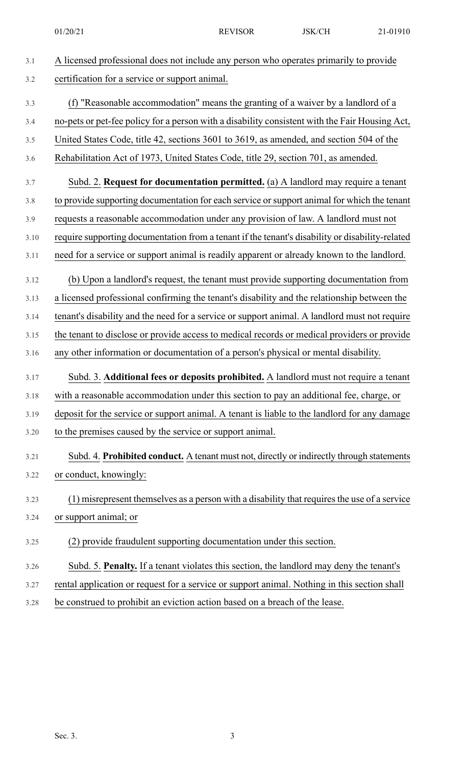A licensed professional does not include any person who operates primarily to provide certification for a service or support animal.

(f) "Reasonable accommodation" means the granting of a waiver by a landlord of a no-pets or pet-fee policy for a person with a disability consistent with the Fair Housing Act, United States Code, title 42, sections 3601 to 3619, as amended, and section 504 of the Rehabilitation Act of 1973, United States Code, title 29, section 701, as amended.

Subd. 2. **Request for documentation permitted.** (a) A landlord may require a tenant to provide supporting documentation for each service or support animal for which the tenant requests a reasonable accommodation under any provision of law. A landlord must not require supporting documentation from a tenant if the tenant's disability or disability-related need for a service or support animal is readily apparent or already known to the landlord.

(b) Upon a landlord's request, the tenant must provide supporting documentation from a licensed professional confirming the tenant's disability and the relationship between the tenant's disability and the need for a service or support animal. A landlord must not require the tenant to disclose or provide access to medical records or medical providers or provide any other information or documentation of a person's physical or mental disability.

Subd. 3. **Additional fees or deposits prohibited.** A landlord must not require a tenant with a reasonable accommodation under this section to pay an additional fee, charge, or deposit for the service or support animal. A tenant is liable to the landlord for any damage to the premises caused by the service or support animal.

Subd. 4. **Prohibited conduct.** A tenant must not, directly or indirectly through statements or conduct, knowingly:

(1) misrepresent themselves as a person with a disability that requires the use of a service or support animal; or

(2) provide fraudulent supporting documentation under this section.

Subd. 5. **Penalty.** If a tenant violates this section, the landlord may deny the tenant's rental application or request for a service or support animal. Nothing in this section shall be construed to prohibit an eviction action based on a breach of the lease.